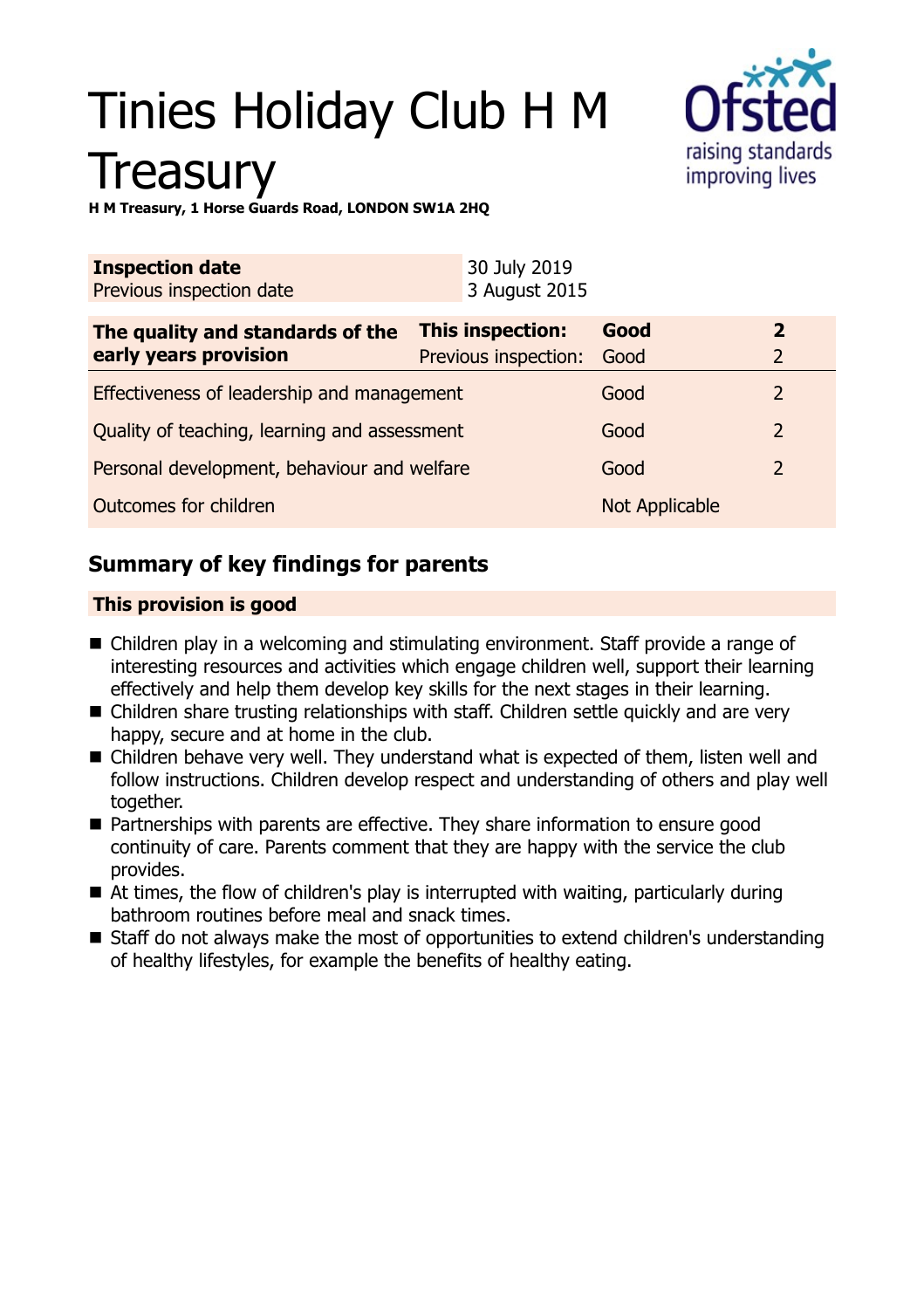# Tinies Holiday Club H M Treasury

**H M Treasury, 1 Horse Guards Road, LONDON SW1A 2HQ**

| **Inspection date** | 30 July 2019 |
|---|---|
| Previous inspection date | 3 August 2015 |

| **The quality and standards of the early years provision** | **This inspection:** | **Good** | **2** |
|---|---|---|---|
| | Previous inspection: | Good | 2 |
| Effectiveness of leadership and management | | Good | 2 |
| Quality of teaching, learning and assessment | | Good | 2 |
| Personal development, behaviour and welfare | | Good | 2 |
| Outcomes for children | | Not Applicable | |

## Summary of key findings for parents

**This provision is good**

- Children play in a welcoming and stimulating environment. Staff provide a range of interesting resources and activities which engage children well, support their learning effectively and help them develop key skills for the next stages in their learning.
- Children share trusting relationships with staff. Children settle quickly and are very happy, secure and at home in the club.
- Children behave very well. They understand what is expected of them, listen well and follow instructions. Children develop respect and understanding of others and play well together.
- Partnerships with parents are effective. They share information to ensure good continuity of care. Parents comment that they are happy with the service the club provides.
- At times, the flow of children's play is interrupted with waiting, particularly during bathroom routines before meal and snack times.
- Staff do not always make the most of opportunities to extend children's understanding of healthy lifestyles, for example the benefits of healthy eating.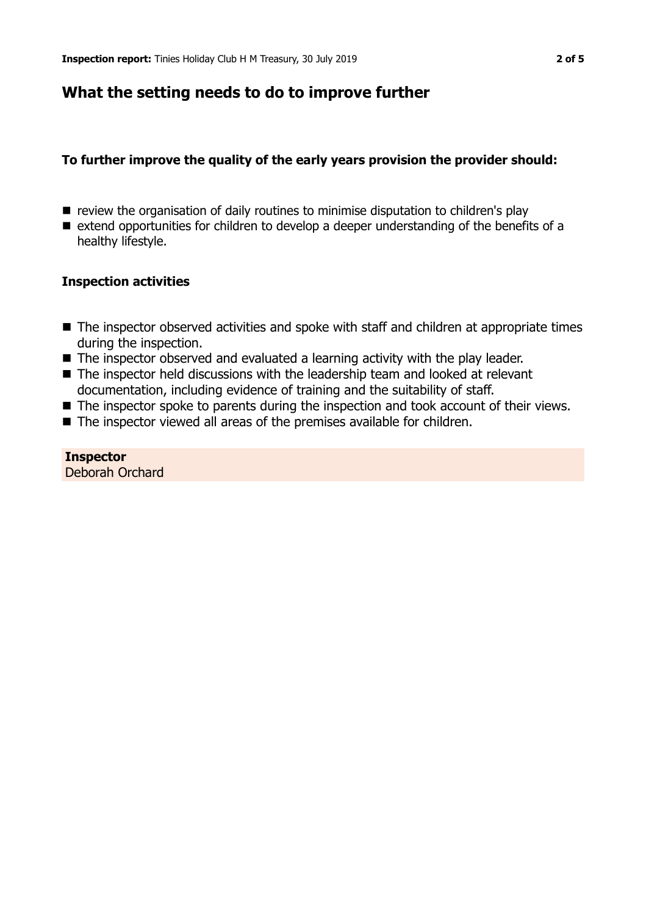## What the setting needs to do to improve further

### To further improve the quality of the early years provision the provider should:

- review the organisation of daily routines to minimise disputation to children's play
- extend opportunities for children to develop a deeper understanding of the benefits of a healthy lifestyle.

### Inspection activities

- The inspector observed activities and spoke with staff and children at appropriate times during the inspection.
- The inspector observed and evaluated a learning activity with the play leader.
- The inspector held discussions with the leadership team and looked at relevant documentation, including evidence of training and the suitability of staff.
- The inspector spoke to parents during the inspection and took account of their views.
- The inspector viewed all areas of the premises available for children.

**Inspector**
Deborah Orchard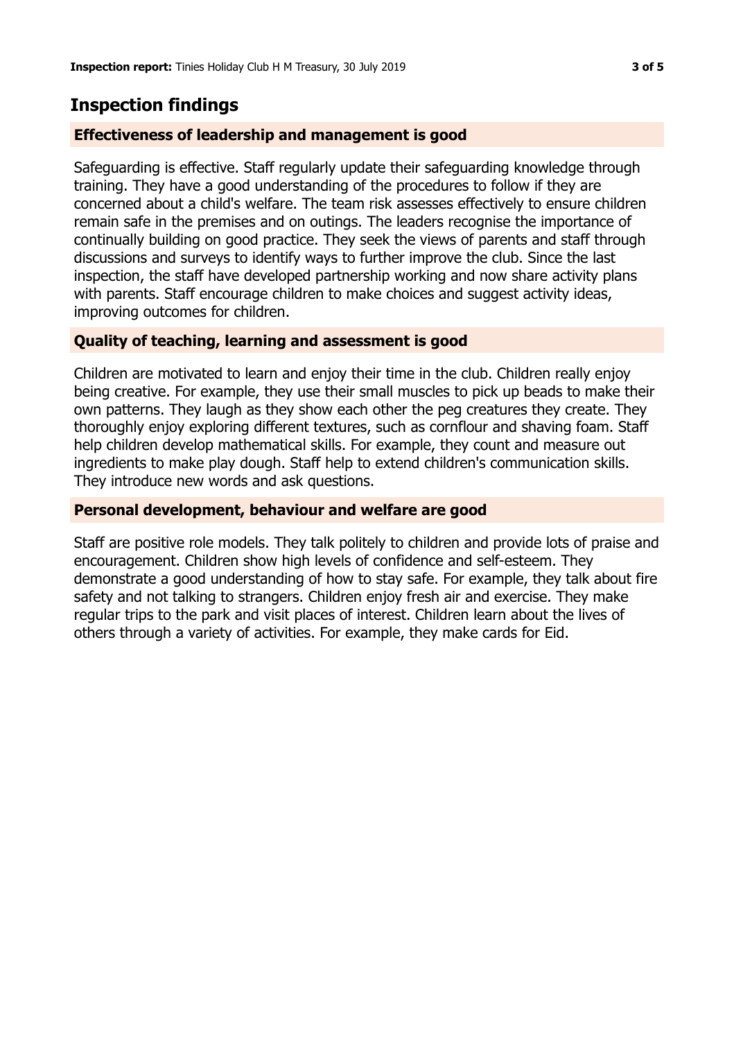## Inspection findings

### Effectiveness of leadership and management is good

Safeguarding is effective. Staff regularly update their safeguarding knowledge through training. They have a good understanding of the procedures to follow if they are concerned about a child's welfare. The team risk assesses effectively to ensure children remain safe in the premises and on outings. The leaders recognise the importance of continually building on good practice. They seek the views of parents and staff through discussions and surveys to identify ways to further improve the club. Since the last inspection, the staff have developed partnership working and now share activity plans with parents. Staff encourage children to make choices and suggest activity ideas, improving outcomes for children.

### Quality of teaching, learning and assessment is good

Children are motivated to learn and enjoy their time in the club. Children really enjoy being creative. For example, they use their small muscles to pick up beads to make their own patterns. They laugh as they show each other the peg creatures they create. They thoroughly enjoy exploring different textures, such as cornflour and shaving foam. Staff help children develop mathematical skills. For example, they count and measure out ingredients to make play dough. Staff help to extend children's communication skills. They introduce new words and ask questions.

### Personal development, behaviour and welfare are good

Staff are positive role models. They talk politely to children and provide lots of praise and encouragement. Children show high levels of confidence and self-esteem. They demonstrate a good understanding of how to stay safe. For example, they talk about fire safety and not talking to strangers. Children enjoy fresh air and exercise. They make regular trips to the park and visit places of interest. Children learn about the lives of others through a variety of activities. For example, they make cards for Eid.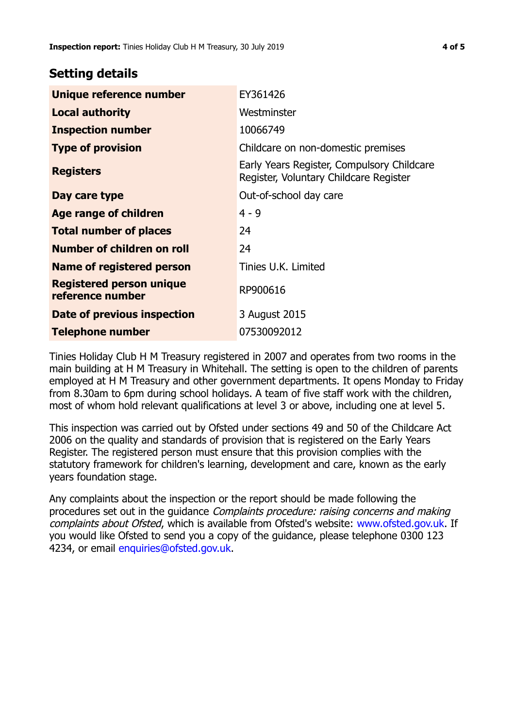## Setting details

| | |
|---|---|
| **Unique reference number** | EY361426 |
| **Local authority** | Westminster |
| **Inspection number** | 10066749 |
| **Type of provision** | Childcare on non-domestic premises |
| **Registers** | Early Years Register, Compulsory Childcare Register, Voluntary Childcare Register |
| **Day care type** | Out-of-school day care |
| **Age range of children** | 4 - 9 |
| **Total number of places** | 24 |
| **Number of children on roll** | 24 |
| **Name of registered person** | Tinies U.K. Limited |
| **Registered person unique reference number** | RP900616 |
| **Date of previous inspection** | 3 August 2015 |
| **Telephone number** | 07530092012 |

Tinies Holiday Club H M Treasury registered in 2007 and operates from two rooms in the main building at H M Treasury in Whitehall. The setting is open to the children of parents employed at H M Treasury and other government departments. It opens Monday to Friday from 8.30am to 6pm during school holidays. A team of five staff work with the children, most of whom hold relevant qualifications at level 3 or above, including one at level 5.

This inspection was carried out by Ofsted under sections 49 and 50 of the Childcare Act 2006 on the quality and standards of provision that is registered on the Early Years Register. The registered person must ensure that this provision complies with the statutory framework for children's learning, development and care, known as the early years foundation stage.

Any complaints about the inspection or the report should be made following the procedures set out in the guidance *Complaints procedure: raising concerns and making complaints about Ofsted*, which is available from Ofsted's website: www.ofsted.gov.uk. If you would like Ofsted to send you a copy of the guidance, please telephone 0300 123 4234, or email enquiries@ofsted.gov.uk.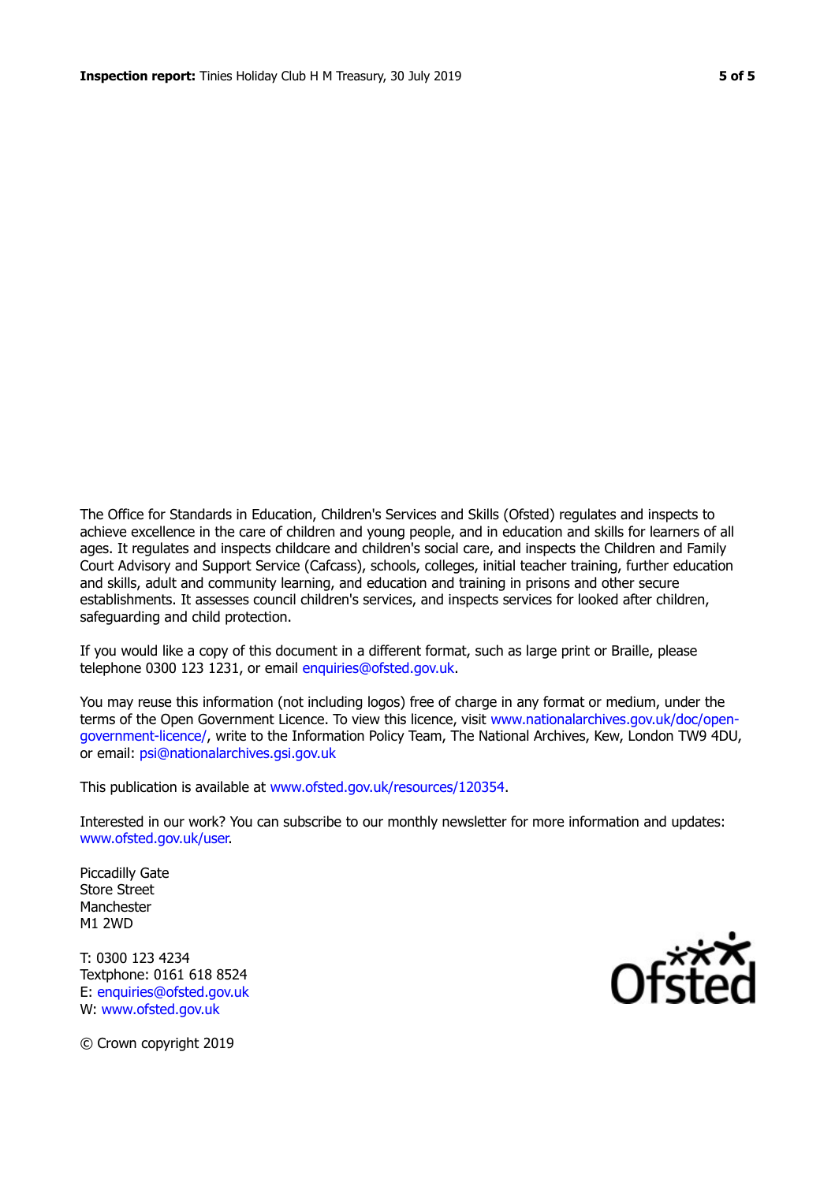The Office for Standards in Education, Children's Services and Skills (Ofsted) regulates and inspects to achieve excellence in the care of children and young people, and in education and skills for learners of all ages. It regulates and inspects childcare and children's social care, and inspects the Children and Family Court Advisory and Support Service (Cafcass), schools, colleges, initial teacher training, further education and skills, adult and community learning, and education and training in prisons and other secure establishments. It assesses council children's services, and inspects services for looked after children, safeguarding and child protection.

If you would like a copy of this document in a different format, such as large print or Braille, please telephone 0300 123 1231, or email enquiries@ofsted.gov.uk.

You may reuse this information (not including logos) free of charge in any format or medium, under the terms of the Open Government Licence. To view this licence, visit www.nationalarchives.gov.uk/doc/open-government-licence/, write to the Information Policy Team, The National Archives, Kew, London TW9 4DU, or email: psi@nationalarchives.gsi.gov.uk

This publication is available at www.ofsted.gov.uk/resources/120354.

Interested in our work? You can subscribe to our monthly newsletter for more information and updates: www.ofsted.gov.uk/user.

Piccadilly Gate
Store Street
Manchester
M1 2WD

T: 0300 123 4234
Textphone: 0161 618 8524
E: enquiries@ofsted.gov.uk
W: www.ofsted.gov.uk

© Crown copyright 2019